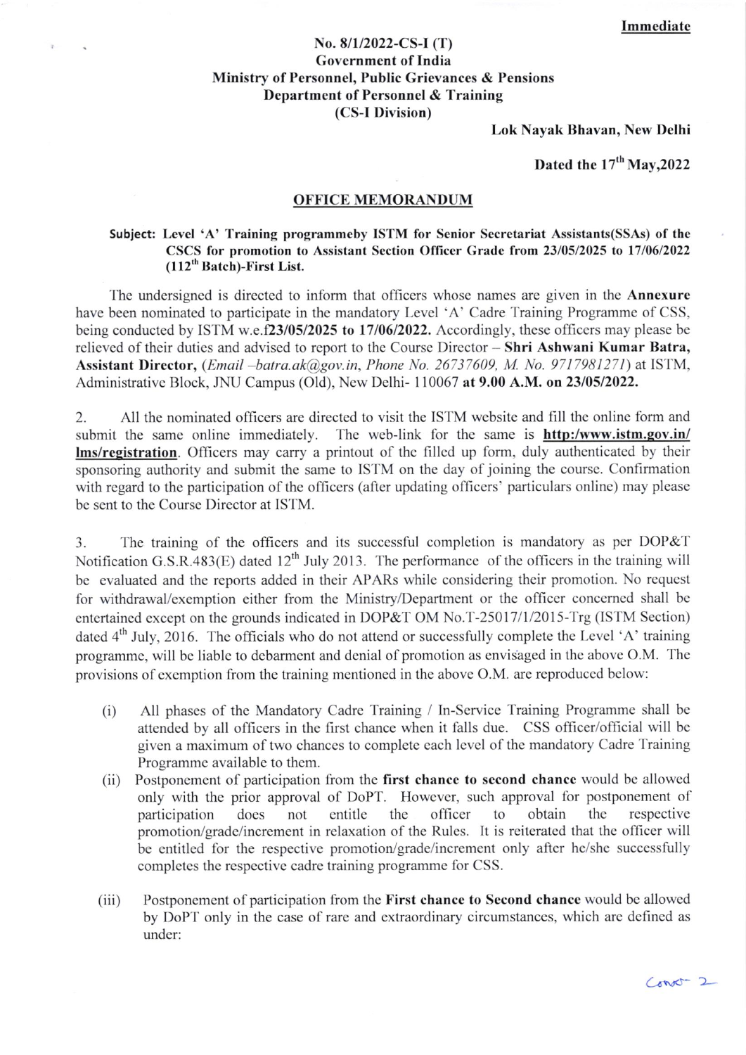**Immediate**

**No. 8/1/2022-CS-I (T)**
**Government of India**
**Ministry of Personnel, Public Grievances & Pensions**
**Department of Personnel & Training**
**(CS-I Division)**

**Lok Nayak Bhavan, New Delhi**

**Dated the 17th May,2022**

**OFFICE MEMORANDUM**

**Subject: Level 'A' Training programmeby ISTM for Senior Secretariat Assistants(SSAs) of the CSCS for promotion to Assistant Section Officer Grade from 23/05/2025 to 17/06/2022 (112th Batch)-First List.**

The undersigned is directed to inform that officers whose names are given in the **Annexure** have been nominated to participate in the mandatory Level 'A' Cadre Training Programme of CSS, being conducted by ISTM w.e.f**23/05/2025 to 17/06/2022.** Accordingly, these officers may please be relieved of their duties and advised to report to the Course Director – **Shri Ashwani Kumar Batra, Assistant Director,** (*Email –batra.ak@gov.in, Phone No. 26737609, M. No. 9717981271*) at ISTM, Administrative Block, JNU Campus (Old), New Delhi- 110067 **at 9.00 A.M. on 23/05/2022.**

2. All the nominated officers are directed to visit the ISTM website and fill the online form and submit the same online immediately. The web-link for the same is **http:/www.istm.gov.in/lms/registration**. Officers may carry a printout of the filled up form, duly authenticated by their sponsoring authority and submit the same to ISTM on the day of joining the course. Confirmation with regard to the participation of the officers (after updating officers' particulars online) may please be sent to the Course Director at ISTM.

3. The training of the officers and its successful completion is mandatory as per DOP&T Notification G.S.R.483(E) dated 12th July 2013. The performance of the officers in the training will be evaluated and the reports added in their APARs while considering their promotion. No request for withdrawal/exemption either from the Ministry/Department or the officer concerned shall be entertained except on the grounds indicated in DOP&T OM No.T-25017/1/2015-Trg (ISTM Section) dated 4th July, 2016. The officials who do not attend or successfully complete the Level 'A' training programme, will be liable to debarment and denial of promotion as envisaged in the above O.M. The provisions of exemption from the training mentioned in the above O.M. are reproduced below:

(i) All phases of the Mandatory Cadre Training / In-Service Training Programme shall be attended by all officers in the first chance when it falls due. CSS officer/official will be given a maximum of two chances to complete each level of the mandatory Cadre Training Programme available to them.

(ii) Postponement of participation from the **first chance to second chance** would be allowed only with the prior approval of DoPT. However, such approval for postponement of participation does not entitle the officer to obtain the respective promotion/grade/increment in relaxation of the Rules. It is reiterated that the officer will be entitled for the respective promotion/grade/increment only after he/she successfully completes the respective cadre training programme for CSS.

(iii) Postponement of participation from the **First chance to Second chance** would be allowed by DoPT only in the case of rare and extraordinary circumstances, which are defined as under:

Contd- 2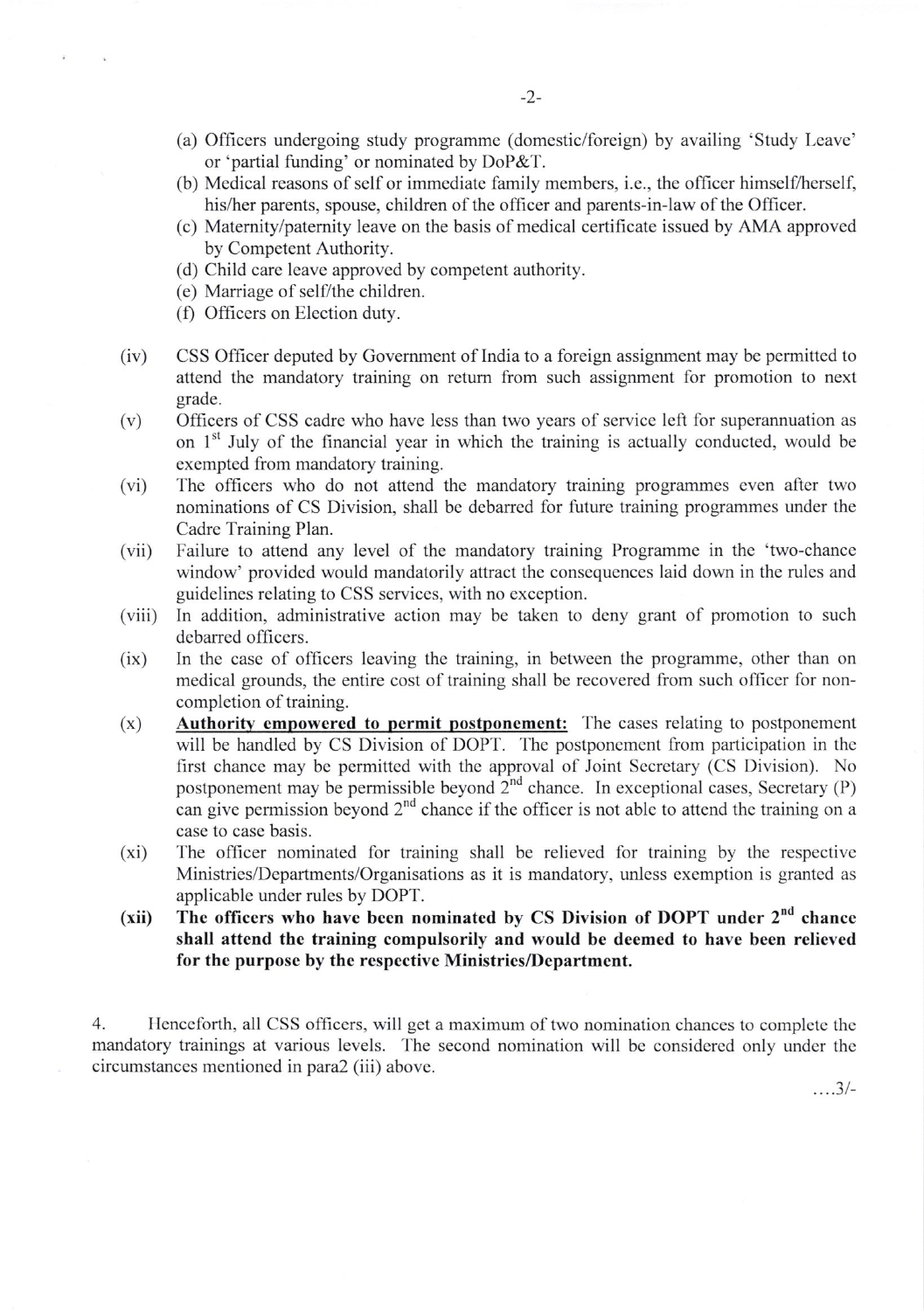(a) Officers undergoing study programme (domestic/foreign) by availing 'Study Leave' or 'partial funding' or nominated by DoP&T.
(b) Medical reasons of self or immediate family members, i.e., the officer himself/herself, his/her parents, spouse, children of the officer and parents-in-law of the Officer.
(c) Maternity/paternity leave on the basis of medical certificate issued by AMA approved by Competent Authority.
(d) Child care leave approved by competent authority.
(e) Marriage of self/the children.
(f) Officers on Election duty.

(iv) CSS Officer deputed by Government of India to a foreign assignment may be permitted to attend the mandatory training on return from such assignment for promotion to next grade.

(v) Officers of CSS cadre who have less than two years of service left for superannuation as on 1st July of the financial year in which the training is actually conducted, would be exempted from mandatory training.

(vi) The officers who do not attend the mandatory training programmes even after two nominations of CS Division, shall be debarred for future training programmes under the Cadre Training Plan.

(vii) Failure to attend any level of the mandatory training Programme in the 'two-chance window' provided would mandatorily attract the consequences laid down in the rules and guidelines relating to CSS services, with no exception.

(viii) In addition, administrative action may be taken to deny grant of promotion to such debarred officers.

(ix) In the case of officers leaving the training, in between the programme, other than on medical grounds, the entire cost of training shall be recovered from such officer for non-completion of training.

(x) **Authority empowered to permit postponement:** The cases relating to postponement will be handled by CS Division of DOPT. The postponement from participation in the first chance may be permitted with the approval of Joint Secretary (CS Division). No postponement may be permissible beyond 2nd chance. In exceptional cases, Secretary (P) can give permission beyond 2nd chance if the officer is not able to attend the training on a case to case basis.

(xi) The officer nominated for training shall be relieved for training by the respective Ministries/Departments/Organisations as it is mandatory, unless exemption is granted as applicable under rules by DOPT.

**(xii) The officers who have been nominated by CS Division of DOPT under 2nd chance shall attend the training compulsorily and would be deemed to have been relieved for the purpose by the respective Ministries/Department.**

4. Henceforth, all CSS officers, will get a maximum of two nomination chances to complete the mandatory trainings at various levels. The second nomination will be considered only under the circumstances mentioned in para2 (iii) above.

....3/-